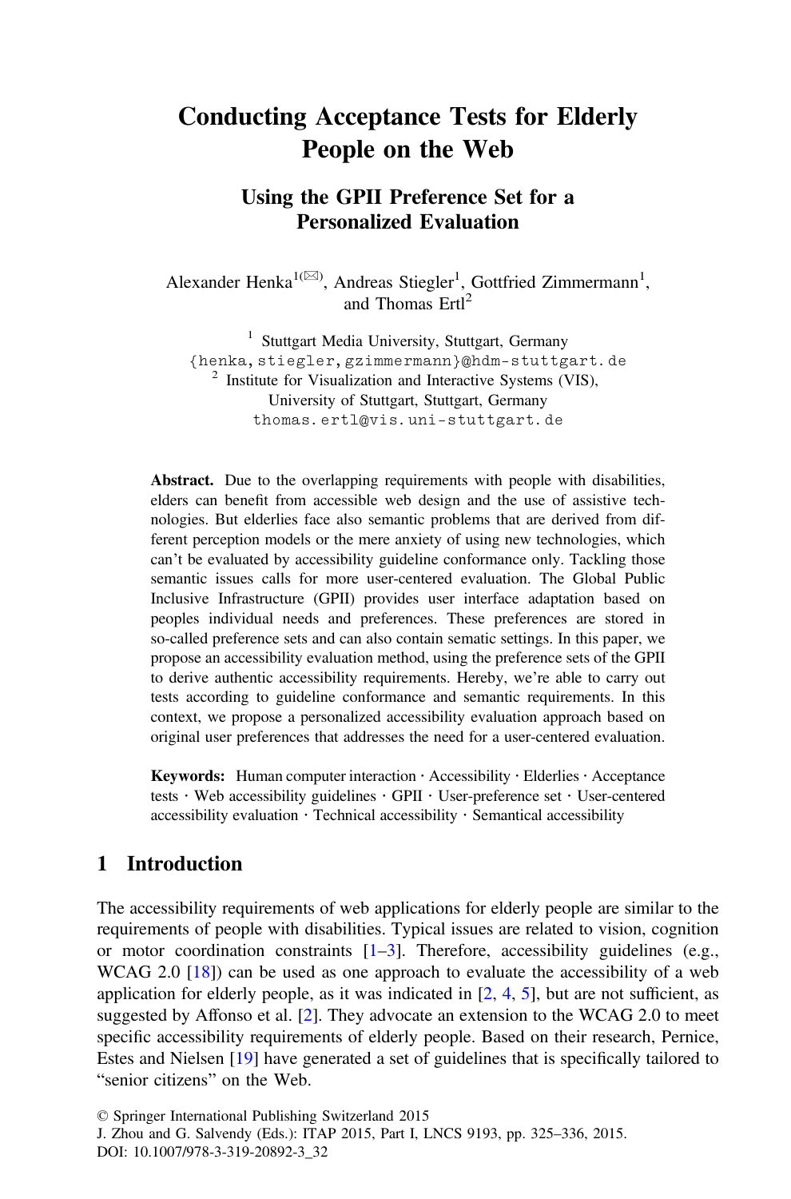# Conducting Acceptance Tests for Elderly People on the Web

## Using the GPII Preference Set for a Personalized Evaluation

Alexander Henka[1(✉)], Andreas Stiegler[1], Gottfried Zimmermann[1], and Thomas Ertl[2]

[1] Stuttgart Media University, Stuttgart, Germany
{henka, stiegler, gzimmermann}@hdm-stuttgart.de
[2] Institute for Visualization and Interactive Systems (VIS), University of Stuttgart, Stuttgart, Germany
thomas.ertl@vis.uni-stuttgart.de

**Abstract.** Due to the overlapping requirements with people with disabilities, elders can benefit from accessible web design and the use of assistive technologies. But elderlies face also semantic problems that are derived from different perception models or the mere anxiety of using new technologies, which can't be evaluated by accessibility guideline conformance only. Tackling those semantic issues calls for more user-centered evaluation. The Global Public Inclusive Infrastructure (GPII) provides user interface adaptation based on peoples individual needs and preferences. These preferences are stored in so-called preference sets and can also contain sematic settings. In this paper, we propose an accessibility evaluation method, using the preference sets of the GPII to derive authentic accessibility requirements. Hereby, we're able to carry out tests according to guideline conformance and semantic requirements. In this context, we propose a personalized accessibility evaluation approach based on original user preferences that addresses the need for a user-centered evaluation.

**Keywords:** Human computer interaction · Accessibility · Elderlies · Acceptance tests · Web accessibility guidelines · GPII · User-preference set · User-centered accessibility evaluation · Technical accessibility · Semantical accessibility

## 1 Introduction

The accessibility requirements of web applications for elderly people are similar to the requirements of people with disabilities. Typical issues are related to vision, cognition or motor coordination constraints [1–3]. Therefore, accessibility guidelines (e.g., WCAG 2.0 [18]) can be used as one approach to evaluate the accessibility of a web application for elderly people, as it was indicated in [2, 4, 5], but are not sufficient, as suggested by Affonso et al. [2]. They advocate an extension to the WCAG 2.0 to meet specific accessibility requirements of elderly people. Based on their research, Pernice, Estes and Nielsen [19] have generated a set of guidelines that is specifically tailored to "senior citizens" on the Web.

© Springer International Publishing Switzerland 2015
J. Zhou and G. Salvendy (Eds.): ITAP 2015, Part I, LNCS 9193, pp. 325–336, 2015.
DOI: 10.1007/978-3-319-20892-3_32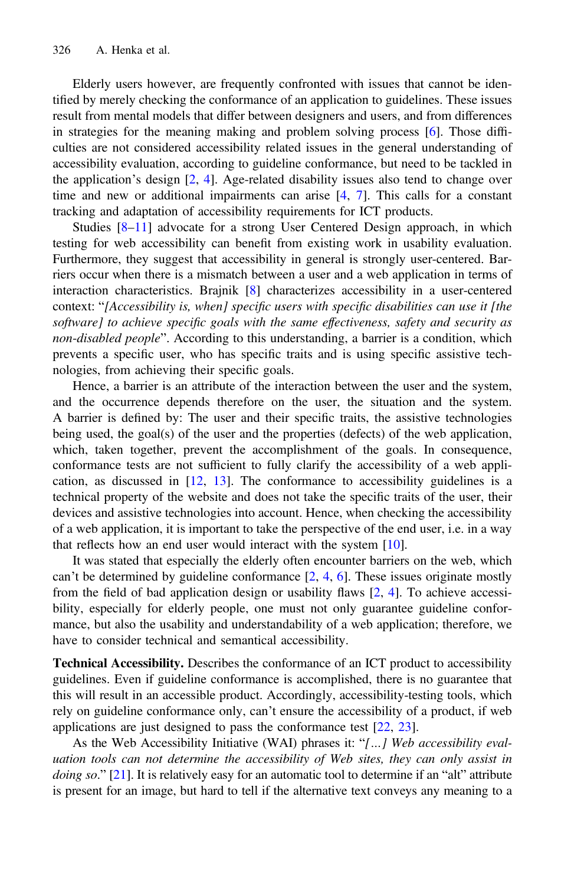Elderly users however, are frequently confronted with issues that cannot be identified by merely checking the conformance of an application to guidelines. These issues result from mental models that differ between designers and users, and from differences in strategies for the meaning making and problem solving process [6]. Those difficulties are not considered accessibility related issues in the general understanding of accessibility evaluation, according to guideline conformance, but need to be tackled in the application's design [2, 4]. Age-related disability issues also tend to change over time and new or additional impairments can arise [4, 7]. This calls for a constant tracking and adaptation of accessibility requirements for ICT products.

Studies [8–11] advocate for a strong User Centered Design approach, in which testing for web accessibility can benefit from existing work in usability evaluation. Furthermore, they suggest that accessibility in general is strongly user-centered. Barriers occur when there is a mismatch between a user and a web application in terms of interaction characteristics. Brajnik [8] characterizes accessibility in a user-centered context: "*[Accessibility is, when] specific users with specific disabilities can use it [the software] to achieve specific goals with the same effectiveness, safety and security as non-disabled people*". According to this understanding, a barrier is a condition, which prevents a specific user, who has specific traits and is using specific assistive technologies, from achieving their specific goals.

Hence, a barrier is an attribute of the interaction between the user and the system, and the occurrence depends therefore on the user, the situation and the system. A barrier is defined by: The user and their specific traits, the assistive technologies being used, the goal(s) of the user and the properties (defects) of the web application, which, taken together, prevent the accomplishment of the goals. In consequence, conformance tests are not sufficient to fully clarify the accessibility of a web application, as discussed in [12, 13]. The conformance to accessibility guidelines is a technical property of the website and does not take the specific traits of the user, their devices and assistive technologies into account. Hence, when checking the accessibility of a web application, it is important to take the perspective of the end user, i.e. in a way that reflects how an end user would interact with the system [10].

It was stated that especially the elderly often encounter barriers on the web, which can't be determined by guideline conformance [2, 4, 6]. These issues originate mostly from the field of bad application design or usability flaws [2, 4]. To achieve accessibility, especially for elderly people, one must not only guarantee guideline conformance, but also the usability and understandability of a web application; therefore, we have to consider technical and semantical accessibility.

**Technical Accessibility.** Describes the conformance of an ICT product to accessibility guidelines. Even if guideline conformance is accomplished, there is no guarantee that this will result in an accessible product. Accordingly, accessibility-testing tools, which rely on guideline conformance only, can't ensure the accessibility of a product, if web applications are just designed to pass the conformance test [22, 23].

As the Web Accessibility Initiative (WAI) phrases it: "*[…] Web accessibility evaluation tools can not determine the accessibility of Web sites, they can only assist in doing so*." [21]. It is relatively easy for an automatic tool to determine if an "alt" attribute is present for an image, but hard to tell if the alternative text conveys any meaning to a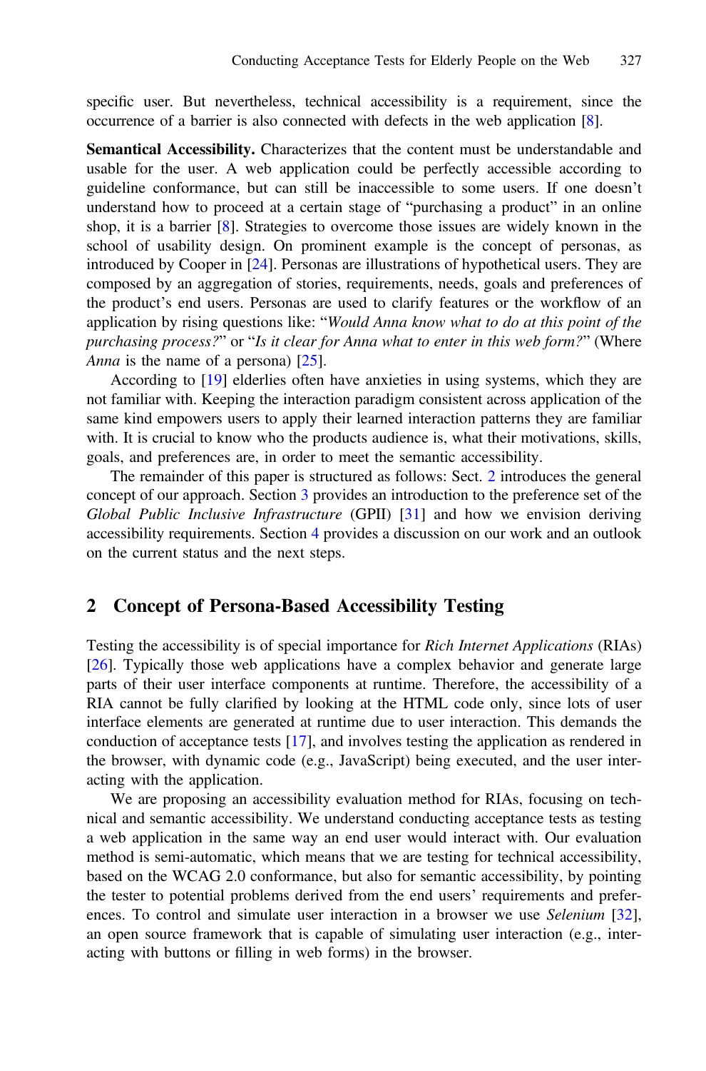specific user. But nevertheless, technical accessibility is a requirement, since the occurrence of a barrier is also connected with defects in the web application [8].

**Semantical Accessibility.** Characterizes that the content must be understandable and usable for the user. A web application could be perfectly accessible according to guideline conformance, but can still be inaccessible to some users. If one doesn't understand how to proceed at a certain stage of "purchasing a product" in an online shop, it is a barrier [8]. Strategies to overcome those issues are widely known in the school of usability design. On prominent example is the concept of personas, as introduced by Cooper in [24]. Personas are illustrations of hypothetical users. They are composed by an aggregation of stories, requirements, needs, goals and preferences of the product's end users. Personas are used to clarify features or the workflow of an application by rising questions like: "*Would Anna know what to do at this point of the purchasing process?*" or "*Is it clear for Anna what to enter in this web form?*" (Where *Anna* is the name of a persona) [25].

According to [19] elderlies often have anxieties in using systems, which they are not familiar with. Keeping the interaction paradigm consistent across application of the same kind empowers users to apply their learned interaction patterns they are familiar with. It is crucial to know who the products audience is, what their motivations, skills, goals, and preferences are, in order to meet the semantic accessibility.

The remainder of this paper is structured as follows: Sect. 2 introduces the general concept of our approach. Section 3 provides an introduction to the preference set of the *Global Public Inclusive Infrastructure* (GPII) [31] and how we envision deriving accessibility requirements. Section 4 provides a discussion on our work and an outlook on the current status and the next steps.

## 2 Concept of Persona-Based Accessibility Testing

Testing the accessibility is of special importance for *Rich Internet Applications* (RIAs) [26]. Typically those web applications have a complex behavior and generate large parts of their user interface components at runtime. Therefore, the accessibility of a RIA cannot be fully clarified by looking at the HTML code only, since lots of user interface elements are generated at runtime due to user interaction. This demands the conduction of acceptance tests [17], and involves testing the application as rendered in the browser, with dynamic code (e.g., JavaScript) being executed, and the user interacting with the application.

We are proposing an accessibility evaluation method for RIAs, focusing on technical and semantic accessibility. We understand conducting acceptance tests as testing a web application in the same way an end user would interact with. Our evaluation method is semi-automatic, which means that we are testing for technical accessibility, based on the WCAG 2.0 conformance, but also for semantic accessibility, by pointing the tester to potential problems derived from the end users' requirements and preferences. To control and simulate user interaction in a browser we use *Selenium* [32], an open source framework that is capable of simulating user interaction (e.g., interacting with buttons or filling in web forms) in the browser.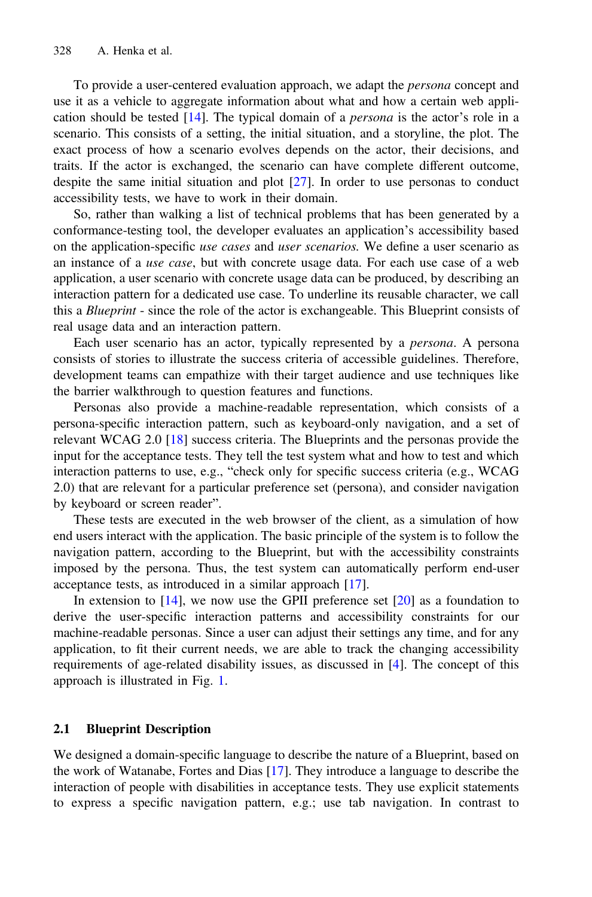To provide a user-centered evaluation approach, we adapt the *persona* concept and use it as a vehicle to aggregate information about what and how a certain web application should be tested [14]. The typical domain of a *persona* is the actor's role in a scenario. This consists of a setting, the initial situation, and a storyline, the plot. The exact process of how a scenario evolves depends on the actor, their decisions, and traits. If the actor is exchanged, the scenario can have complete different outcome, despite the same initial situation and plot [27]. In order to use personas to conduct accessibility tests, we have to work in their domain.

So, rather than walking a list of technical problems that has been generated by a conformance-testing tool, the developer evaluates an application's accessibility based on the application-specific *use cases* and *user scenarios.* We define a user scenario as an instance of a *use case*, but with concrete usage data. For each use case of a web application, a user scenario with concrete usage data can be produced, by describing an interaction pattern for a dedicated use case. To underline its reusable character, we call this a *Blueprint* - since the role of the actor is exchangeable. This Blueprint consists of real usage data and an interaction pattern.

Each user scenario has an actor, typically represented by a *persona*. A persona consists of stories to illustrate the success criteria of accessible guidelines. Therefore, development teams can empathize with their target audience and use techniques like the barrier walkthrough to question features and functions.

Personas also provide a machine-readable representation, which consists of a persona-specific interaction pattern, such as keyboard-only navigation, and a set of relevant WCAG 2.0 [18] success criteria. The Blueprints and the personas provide the input for the acceptance tests. They tell the test system what and how to test and which interaction patterns to use, e.g., "check only for specific success criteria (e.g., WCAG 2.0) that are relevant for a particular preference set (persona), and consider navigation by keyboard or screen reader".

These tests are executed in the web browser of the client, as a simulation of how end users interact with the application. The basic principle of the system is to follow the navigation pattern, according to the Blueprint, but with the accessibility constraints imposed by the persona. Thus, the test system can automatically perform end-user acceptance tests, as introduced in a similar approach [17].

In extension to [14], we now use the GPII preference set [20] as a foundation to derive the user-specific interaction patterns and accessibility constraints for our machine-readable personas. Since a user can adjust their settings any time, and for any application, to fit their current needs, we are able to track the changing accessibility requirements of age-related disability issues, as discussed in [4]. The concept of this approach is illustrated in Fig. 1.

### 2.1 Blueprint Description

We designed a domain-specific language to describe the nature of a Blueprint, based on the work of Watanabe, Fortes and Dias [17]. They introduce a language to describe the interaction of people with disabilities in acceptance tests. They use explicit statements to express a specific navigation pattern, e.g.; use tab navigation. In contrast to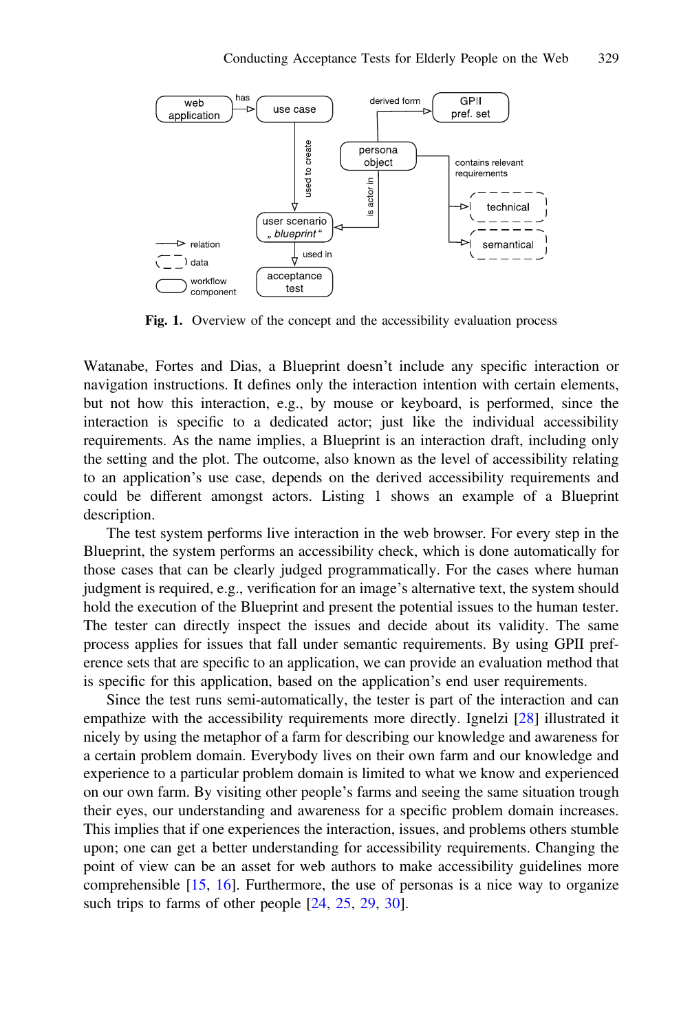web application

has

use case

used to create

derived form

GPII pref. set

persona object

contains relevant requirements

is actor in

technical

semantical

user scenario „ blueprint "

used in

acceptance test

relation

data

workflow component

**Fig. 1.** Overview of the concept and the accessibility evaluation process

Watanabe, Fortes and Dias, a Blueprint doesn't include any specific interaction or navigation instructions. It defines only the interaction intention with certain elements, but not how this interaction, e.g., by mouse or keyboard, is performed, since the interaction is specific to a dedicated actor; just like the individual accessibility requirements. As the name implies, a Blueprint is an interaction draft, including only the setting and the plot. The outcome, also known as the level of accessibility relating to an application's use case, depends on the derived accessibility requirements and could be different amongst actors. Listing 1 shows an example of a Blueprint description.

The test system performs live interaction in the web browser. For every step in the Blueprint, the system performs an accessibility check, which is done automatically for those cases that can be clearly judged programmatically. For the cases where human judgment is required, e.g., verification for an image's alternative text, the system should hold the execution of the Blueprint and present the potential issues to the human tester. The tester can directly inspect the issues and decide about its validity. The same process applies for issues that fall under semantic requirements. By using GPII preference sets that are specific to an application, we can provide an evaluation method that is specific for this application, based on the application's end user requirements.

Since the test runs semi-automatically, the tester is part of the interaction and can empathize with the accessibility requirements more directly. Ignelzi [28] illustrated it nicely by using the metaphor of a farm for describing our knowledge and awareness for a certain problem domain. Everybody lives on their own farm and our knowledge and experience to a particular problem domain is limited to what we know and experienced on our own farm. By visiting other people's farms and seeing the same situation trough their eyes, our understanding and awareness for a specific problem domain increases. This implies that if one experiences the interaction, issues, and problems others stumble upon; one can get a better understanding for accessibility requirements. Changing the point of view can be an asset for web authors to make accessibility guidelines more comprehensible [15, 16]. Furthermore, the use of personas is a nice way to organize such trips to farms of other people [24, 25, 29, 30].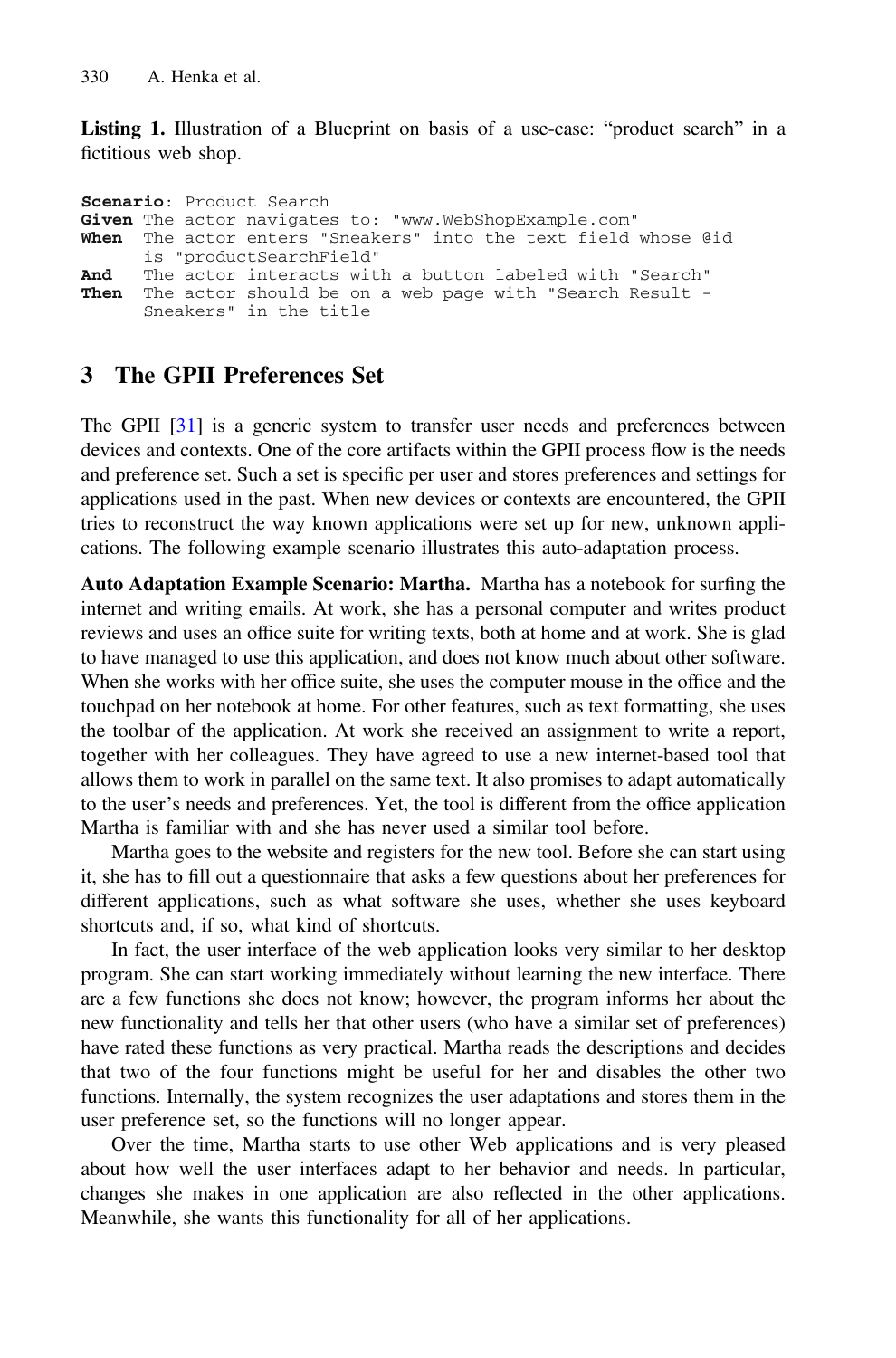**Listing 1.** Illustration of a Blueprint on basis of a use-case: "product search" in a fictitious web shop.

```
Scenario: Product Search
Given The actor navigates to: "www.WebShopExample.com"
When  The actor enters "Sneakers" into the text field whose @id
      is "productSearchField"
And   The actor interacts with a button labeled with "Search"
Then  The actor should be on a web page with "Search Result -
      Sneakers" in the title
```

## 3 The GPII Preferences Set

The GPII [31] is a generic system to transfer user needs and preferences between devices and contexts. One of the core artifacts within the GPII process flow is the needs and preference set. Such a set is specific per user and stores preferences and settings for applications used in the past. When new devices or contexts are encountered, the GPII tries to reconstruct the way known applications were set up for new, unknown applications. The following example scenario illustrates this auto-adaptation process.

**Auto Adaptation Example Scenario: Martha.** Martha has a notebook for surfing the internet and writing emails. At work, she has a personal computer and writes product reviews and uses an office suite for writing texts, both at home and at work. She is glad to have managed to use this application, and does not know much about other software. When she works with her office suite, she uses the computer mouse in the office and the touchpad on her notebook at home. For other features, such as text formatting, she uses the toolbar of the application. At work she received an assignment to write a report, together with her colleagues. They have agreed to use a new internet-based tool that allows them to work in parallel on the same text. It also promises to adapt automatically to the user's needs and preferences. Yet, the tool is different from the office application Martha is familiar with and she has never used a similar tool before.

Martha goes to the website and registers for the new tool. Before she can start using it, she has to fill out a questionnaire that asks a few questions about her preferences for different applications, such as what software she uses, whether she uses keyboard shortcuts and, if so, what kind of shortcuts.

In fact, the user interface of the web application looks very similar to her desktop program. She can start working immediately without learning the new interface. There are a few functions she does not know; however, the program informs her about the new functionality and tells her that other users (who have a similar set of preferences) have rated these functions as very practical. Martha reads the descriptions and decides that two of the four functions might be useful for her and disables the other two functions. Internally, the system recognizes the user adaptations and stores them in the user preference set, so the functions will no longer appear.

Over the time, Martha starts to use other Web applications and is very pleased about how well the user interfaces adapt to her behavior and needs. In particular, changes she makes in one application are also reflected in the other applications. Meanwhile, she wants this functionality for all of her applications.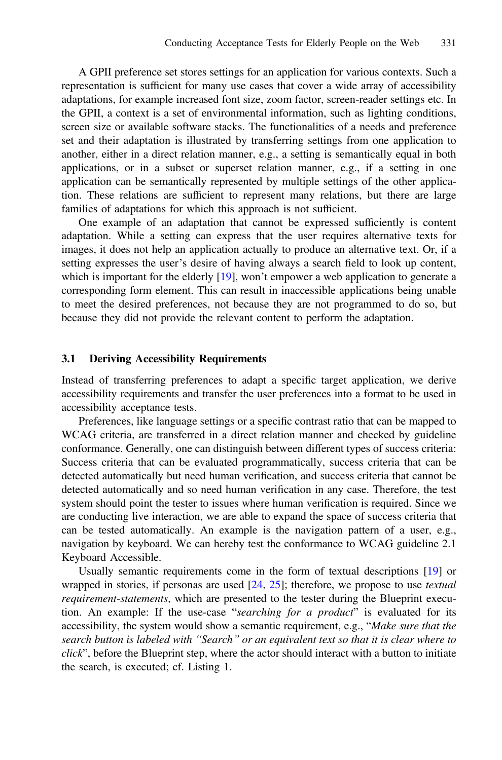A GPII preference set stores settings for an application for various contexts. Such a representation is sufficient for many use cases that cover a wide array of accessibility adaptations, for example increased font size, zoom factor, screen-reader settings etc. In the GPII, a context is a set of environmental information, such as lighting conditions, screen size or available software stacks. The functionalities of a needs and preference set and their adaptation is illustrated by transferring settings from one application to another, either in a direct relation manner, e.g., a setting is semantically equal in both applications, or in a subset or superset relation manner, e.g., if a setting in one application can be semantically represented by multiple settings of the other application. These relations are sufficient to represent many relations, but there are large families of adaptations for which this approach is not sufficient.

One example of an adaptation that cannot be expressed sufficiently is content adaptation. While a setting can express that the user requires alternative texts for images, it does not help an application actually to produce an alternative text. Or, if a setting expresses the user's desire of having always a search field to look up content, which is important for the elderly [19], won't empower a web application to generate a corresponding form element. This can result in inaccessible applications being unable to meet the desired preferences, not because they are not programmed to do so, but because they did not provide the relevant content to perform the adaptation.

### 3.1 Deriving Accessibility Requirements

Instead of transferring preferences to adapt a specific target application, we derive accessibility requirements and transfer the user preferences into a format to be used in accessibility acceptance tests.

Preferences, like language settings or a specific contrast ratio that can be mapped to WCAG criteria, are transferred in a direct relation manner and checked by guideline conformance. Generally, one can distinguish between different types of success criteria: Success criteria that can be evaluated programmatically, success criteria that can be detected automatically but need human verification, and success criteria that cannot be detected automatically and so need human verification in any case. Therefore, the test system should point the tester to issues where human verification is required. Since we are conducting live interaction, we are able to expand the space of success criteria that can be tested automatically. An example is the navigation pattern of a user, e.g., navigation by keyboard. We can hereby test the conformance to WCAG guideline 2.1 Keyboard Accessible.

Usually semantic requirements come in the form of textual descriptions [19] or wrapped in stories, if personas are used [24, 25]; therefore, we propose to use *textual requirement-statements*, which are presented to the tester during the Blueprint execution. An example: If the use-case "*searching for a product*" is evaluated for its accessibility, the system would show a semantic requirement, e.g., "*Make sure that the search button is labeled with "Search" or an equivalent text so that it is clear where to click*", before the Blueprint step, where the actor should interact with a button to initiate the search, is executed; cf. Listing 1.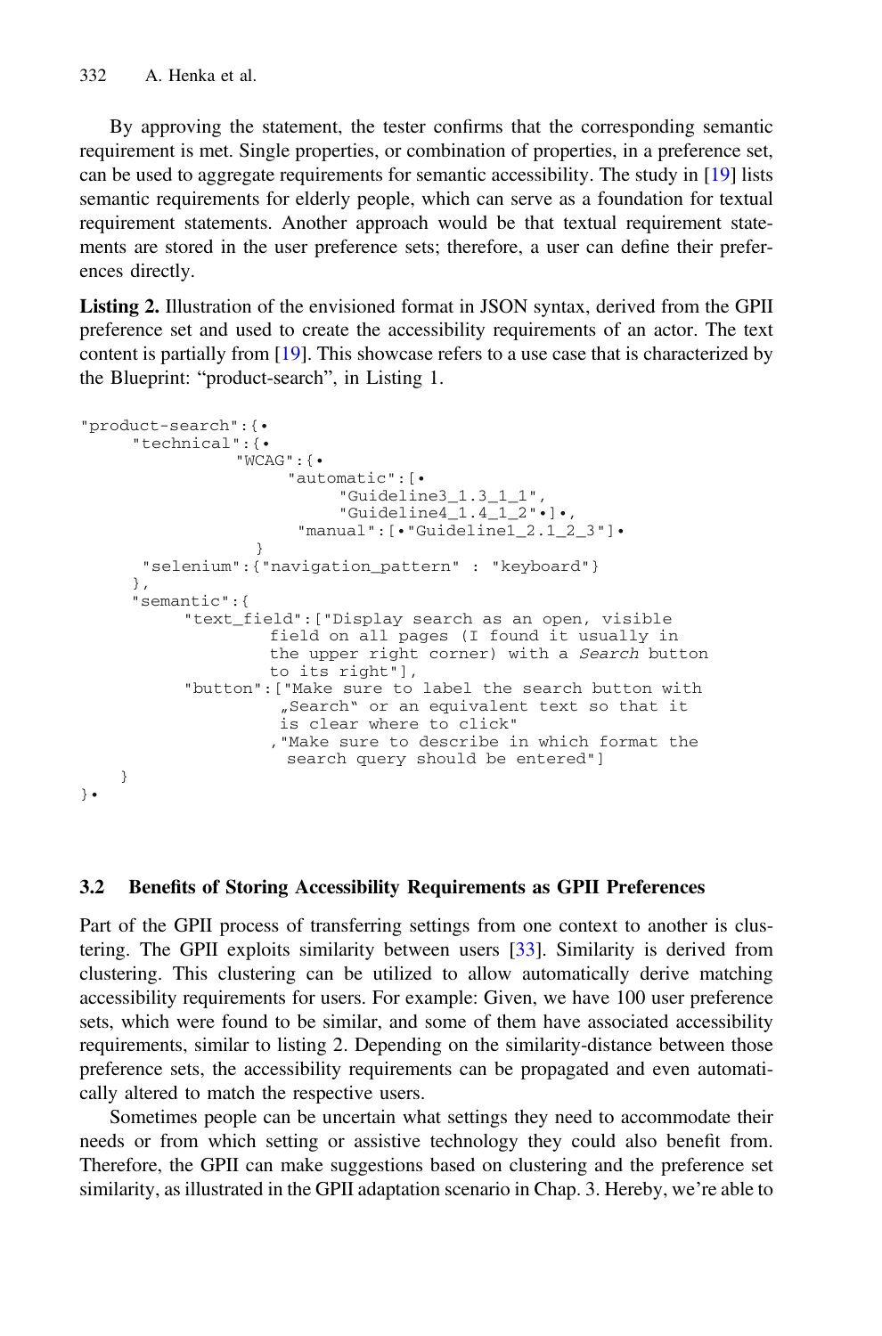By approving the statement, the tester confirms that the corresponding semantic requirement is met. Single properties, or combination of properties, in a preference set, can be used to aggregate requirements for semantic accessibility. The study in [19] lists semantic requirements for elderly people, which can serve as a foundation for textual requirement statements. Another approach would be that textual requirement statements are stored in the user preference sets; therefore, a user can define their preferences directly.

**Listing 2.** Illustration of the envisioned format in JSON syntax, derived from the GPII preference set and used to create the accessibility requirements of an actor. The text content is partially from [19]. This showcase refers to a use case that is characterized by the Blueprint: "product-search", in Listing 1.

```
"product-search":{•
     "technical":{•
               "WCAG":{•
                    "automatic":[•
                         "Guideline3_1.3_1_1",
                         "Guideline4_1.4_1_2"•]•,
                     "manual":[•"Guideline1_2.1_2_3"]•
                 }
      "selenium":{"navigation_pattern" : "keyboard"}
     },
     "semantic":{
          "text_field":["Display search as an open, visible
                  field on all pages (I found it usually in
                  the upper right corner) with a Search button
                  to its right"],
          "button":["Make sure to label the search button with
                   „Search" or an equivalent text so that it
                   is clear where to click"
                  ,"Make sure to describe in which format the
                    search query should be entered"]
    }
}•
```

### 3.2 Benefits of Storing Accessibility Requirements as GPII Preferences

Part of the GPII process of transferring settings from one context to another is clustering. The GPII exploits similarity between users [33]. Similarity is derived from clustering. This clustering can be utilized to allow automatically derive matching accessibility requirements for users. For example: Given, we have 100 user preference sets, which were found to be similar, and some of them have associated accessibility requirements, similar to listing 2. Depending on the similarity-distance between those preference sets, the accessibility requirements can be propagated and even automatically altered to match the respective users.

Sometimes people can be uncertain what settings they need to accommodate their needs or from which setting or assistive technology they could also benefit from. Therefore, the GPII can make suggestions based on clustering and the preference set similarity, as illustrated in the GPII adaptation scenario in Chap. 3. Hereby, we're able to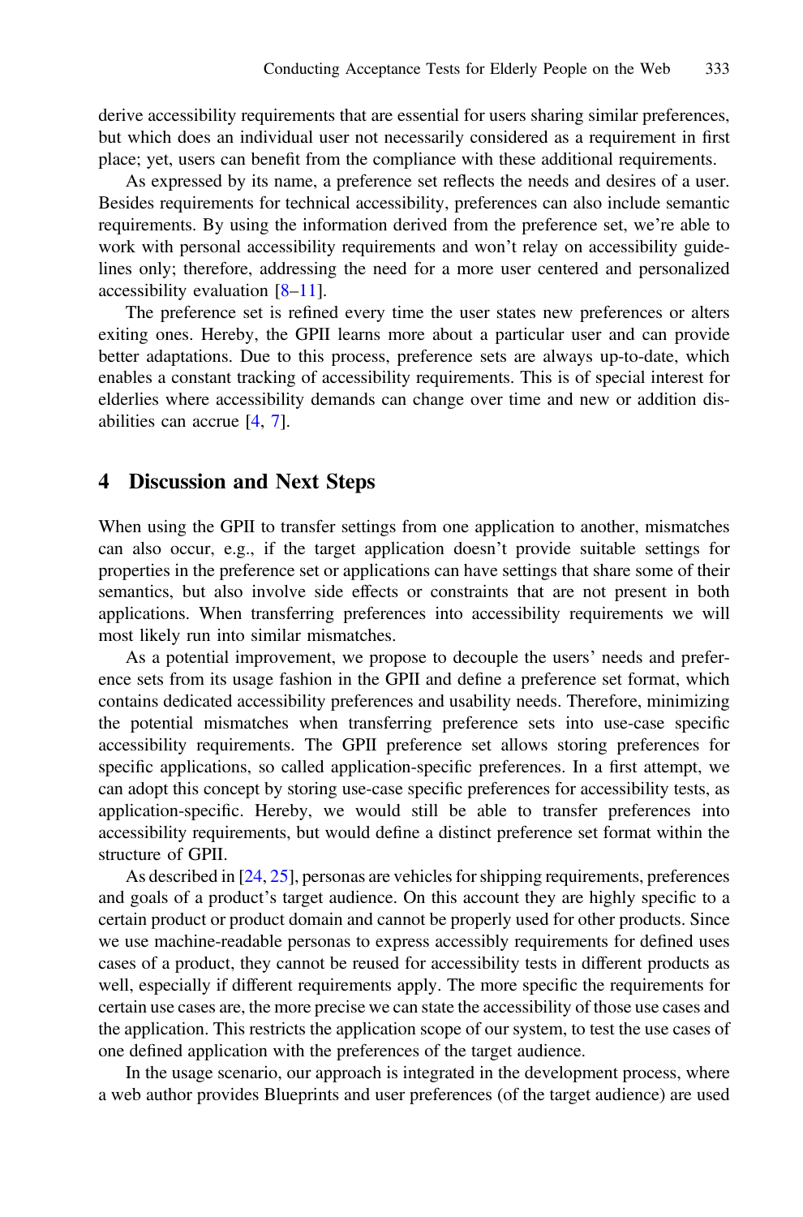derive accessibility requirements that are essential for users sharing similar preferences, but which does an individual user not necessarily considered as a requirement in first place; yet, users can benefit from the compliance with these additional requirements.

As expressed by its name, a preference set reflects the needs and desires of a user. Besides requirements for technical accessibility, preferences can also include semantic requirements. By using the information derived from the preference set, we're able to work with personal accessibility requirements and won't relay on accessibility guidelines only; therefore, addressing the need for a more user centered and personalized accessibility evaluation [8–11].

The preference set is refined every time the user states new preferences or alters exiting ones. Hereby, the GPII learns more about a particular user and can provide better adaptations. Due to this process, preference sets are always up-to-date, which enables a constant tracking of accessibility requirements. This is of special interest for elderlies where accessibility demands can change over time and new or addition disabilities can accrue [4, 7].

## 4 Discussion and Next Steps

When using the GPII to transfer settings from one application to another, mismatches can also occur, e.g., if the target application doesn't provide suitable settings for properties in the preference set or applications can have settings that share some of their semantics, but also involve side effects or constraints that are not present in both applications. When transferring preferences into accessibility requirements we will most likely run into similar mismatches.

As a potential improvement, we propose to decouple the users' needs and preference sets from its usage fashion in the GPII and define a preference set format, which contains dedicated accessibility preferences and usability needs. Therefore, minimizing the potential mismatches when transferring preference sets into use-case specific accessibility requirements. The GPII preference set allows storing preferences for specific applications, so called application-specific preferences. In a first attempt, we can adopt this concept by storing use-case specific preferences for accessibility tests, as application-specific. Hereby, we would still be able to transfer preferences into accessibility requirements, but would define a distinct preference set format within the structure of GPII.

As described in [24, 25], personas are vehicles for shipping requirements, preferences and goals of a product's target audience. On this account they are highly specific to a certain product or product domain and cannot be properly used for other products. Since we use machine-readable personas to express accessibly requirements for defined uses cases of a product, they cannot be reused for accessibility tests in different products as well, especially if different requirements apply. The more specific the requirements for certain use cases are, the more precise we can state the accessibility of those use cases and the application. This restricts the application scope of our system, to test the use cases of one defined application with the preferences of the target audience.

In the usage scenario, our approach is integrated in the development process, where a web author provides Blueprints and user preferences (of the target audience) are used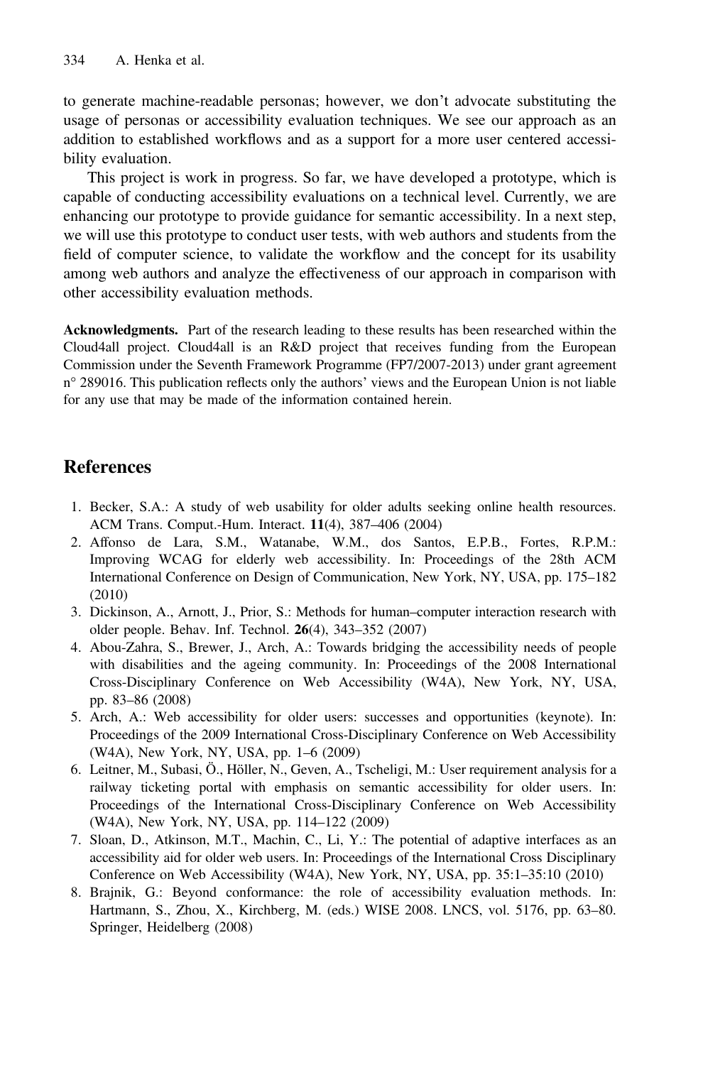to generate machine-readable personas; however, we don't advocate substituting the usage of personas or accessibility evaluation techniques. We see our approach as an addition to established workflows and as a support for a more user centered accessibility evaluation.

This project is work in progress. So far, we have developed a prototype, which is capable of conducting accessibility evaluations on a technical level. Currently, we are enhancing our prototype to provide guidance for semantic accessibility. In a next step, we will use this prototype to conduct user tests, with web authors and students from the field of computer science, to validate the workflow and the concept for its usability among web authors and analyze the effectiveness of our approach in comparison with other accessibility evaluation methods.

**Acknowledgments.** Part of the research leading to these results has been researched within the Cloud4all project. Cloud4all is an R&D project that receives funding from the European Commission under the Seventh Framework Programme (FP7/2007-2013) under grant agreement n° 289016. This publication reflects only the authors' views and the European Union is not liable for any use that may be made of the information contained herein.

## References

1. Becker, S.A.: A study of web usability for older adults seeking online health resources. ACM Trans. Comput.-Hum. Interact. **11**(4), 387–406 (2004)
2. Affonso de Lara, S.M., Watanabe, W.M., dos Santos, E.P.B., Fortes, R.P.M.: Improving WCAG for elderly web accessibility. In: Proceedings of the 28th ACM International Conference on Design of Communication, New York, NY, USA, pp. 175–182 (2010)
3. Dickinson, A., Arnott, J., Prior, S.: Methods for human–computer interaction research with older people. Behav. Inf. Technol. **26**(4), 343–352 (2007)
4. Abou-Zahra, S., Brewer, J., Arch, A.: Towards bridging the accessibility needs of people with disabilities and the ageing community. In: Proceedings of the 2008 International Cross-Disciplinary Conference on Web Accessibility (W4A), New York, NY, USA, pp. 83–86 (2008)
5. Arch, A.: Web accessibility for older users: successes and opportunities (keynote). In: Proceedings of the 2009 International Cross-Disciplinary Conference on Web Accessibility (W4A), New York, NY, USA, pp. 1–6 (2009)
6. Leitner, M., Subasi, Ö., Höller, N., Geven, A., Tscheligi, M.: User requirement analysis for a railway ticketing portal with emphasis on semantic accessibility for older users. In: Proceedings of the International Cross-Disciplinary Conference on Web Accessibility (W4A), New York, NY, USA, pp. 114–122 (2009)
7. Sloan, D., Atkinson, M.T., Machin, C., Li, Y.: The potential of adaptive interfaces as an accessibility aid for older web users. In: Proceedings of the International Cross Disciplinary Conference on Web Accessibility (W4A), New York, NY, USA, pp. 35:1–35:10 (2010)
8. Brajnik, G.: Beyond conformance: the role of accessibility evaluation methods. In: Hartmann, S., Zhou, X., Kirchberg, M. (eds.) WISE 2008. LNCS, vol. 5176, pp. 63–80. Springer, Heidelberg (2008)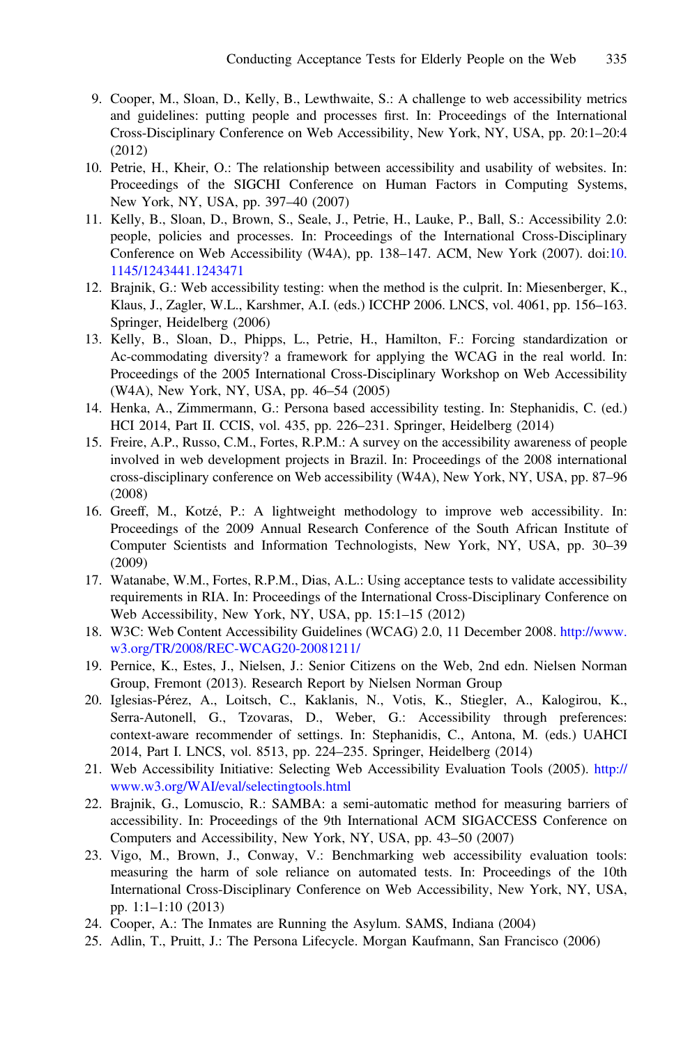9. Cooper, M., Sloan, D., Kelly, B., Lewthwaite, S.: A challenge to web accessibility metrics and guidelines: putting people and processes first. In: Proceedings of the International Cross-Disciplinary Conference on Web Accessibility, New York, NY, USA, pp. 20:1–20:4 (2012)
10. Petrie, H., Kheir, O.: The relationship between accessibility and usability of websites. In: Proceedings of the SIGCHI Conference on Human Factors in Computing Systems, New York, NY, USA, pp. 397–40 (2007)
11. Kelly, B., Sloan, D., Brown, S., Seale, J., Petrie, H., Lauke, P., Ball, S.: Accessibility 2.0: people, policies and processes. In: Proceedings of the International Cross-Disciplinary Conference on Web Accessibility (W4A), pp. 138–147. ACM, New York (2007). doi:10.1145/1243441.1243471
12. Brajnik, G.: Web accessibility testing: when the method is the culprit. In: Miesenberger, K., Klaus, J., Zagler, W.L., Karshmer, A.I. (eds.) ICCHP 2006. LNCS, vol. 4061, pp. 156–163. Springer, Heidelberg (2006)
13. Kelly, B., Sloan, D., Phipps, L., Petrie, H., Hamilton, F.: Forcing standardization or Ac-commodating diversity? a framework for applying the WCAG in the real world. In: Proceedings of the 2005 International Cross-Disciplinary Workshop on Web Accessibility (W4A), New York, NY, USA, pp. 46–54 (2005)
14. Henka, A., Zimmermann, G.: Persona based accessibility testing. In: Stephanidis, C. (ed.) HCI 2014, Part II. CCIS, vol. 435, pp. 226–231. Springer, Heidelberg (2014)
15. Freire, A.P., Russo, C.M., Fortes, R.P.M.: A survey on the accessibility awareness of people involved in web development projects in Brazil. In: Proceedings of the 2008 international cross-disciplinary conference on Web accessibility (W4A), New York, NY, USA, pp. 87–96 (2008)
16. Greeff, M., Kotzé, P.: A lightweight methodology to improve web accessibility. In: Proceedings of the 2009 Annual Research Conference of the South African Institute of Computer Scientists and Information Technologists, New York, NY, USA, pp. 30–39 (2009)
17. Watanabe, W.M., Fortes, R.P.M., Dias, A.L.: Using acceptance tests to validate accessibility requirements in RIA. In: Proceedings of the International Cross-Disciplinary Conference on Web Accessibility, New York, NY, USA, pp. 15:1–15 (2012)
18. W3C: Web Content Accessibility Guidelines (WCAG) 2.0, 11 December 2008. http://www.w3.org/TR/2008/REC-WCAG20-20081211/
19. Pernice, K., Estes, J., Nielsen, J.: Senior Citizens on the Web, 2nd edn. Nielsen Norman Group, Fremont (2013). Research Report by Nielsen Norman Group
20. Iglesias-Pérez, A., Loitsch, C., Kaklanis, N., Votis, K., Stiegler, A., Kalogirou, K., Serra-Autonell, G., Tzovaras, D., Weber, G.: Accessibility through preferences: context-aware recommender of settings. In: Stephanidis, C., Antona, M. (eds.) UAHCI 2014, Part I. LNCS, vol. 8513, pp. 224–235. Springer, Heidelberg (2014)
21. Web Accessibility Initiative: Selecting Web Accessibility Evaluation Tools (2005). http://www.w3.org/WAI/eval/selectingtools.html
22. Brajnik, G., Lomuscio, R.: SAMBA: a semi-automatic method for measuring barriers of accessibility. In: Proceedings of the 9th International ACM SIGACCESS Conference on Computers and Accessibility, New York, NY, USA, pp. 43–50 (2007)
23. Vigo, M., Brown, J., Conway, V.: Benchmarking web accessibility evaluation tools: measuring the harm of sole reliance on automated tests. In: Proceedings of the 10th International Cross-Disciplinary Conference on Web Accessibility, New York, NY, USA, pp. 1:1–1:10 (2013)
24. Cooper, A.: The Inmates are Running the Asylum. SAMS, Indiana (2004)
25. Adlin, T., Pruitt, J.: The Persona Lifecycle. Morgan Kaufmann, San Francisco (2006)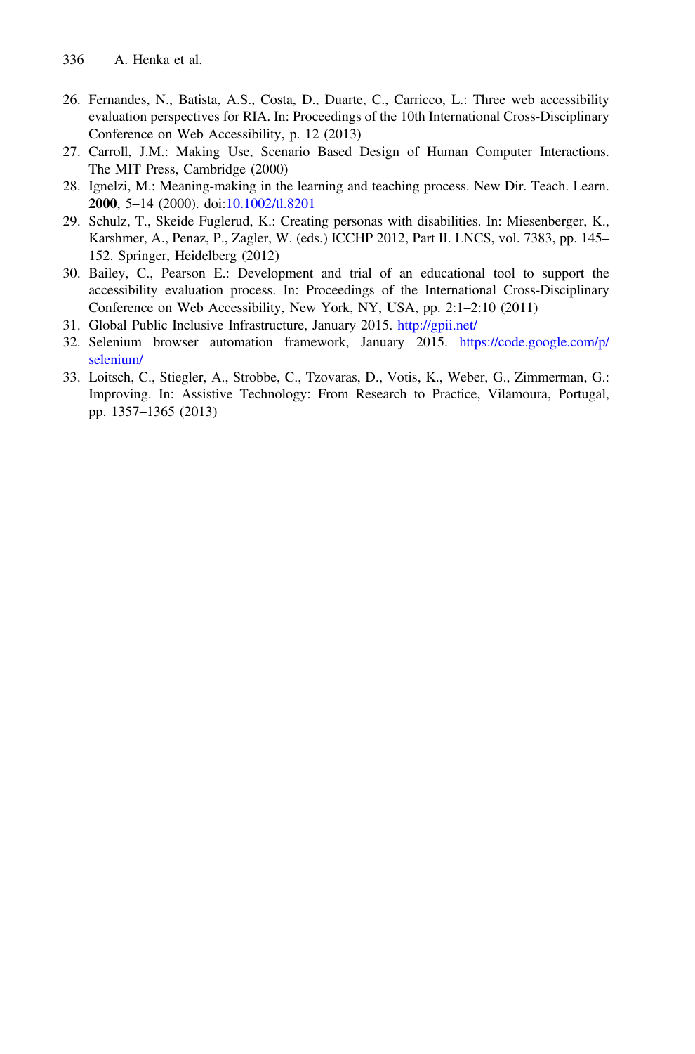26. Fernandes, N., Batista, A.S., Costa, D., Duarte, C., Carricco, L.: Three web accessibility evaluation perspectives for RIA. In: Proceedings of the 10th International Cross-Disciplinary Conference on Web Accessibility, p. 12 (2013)
27. Carroll, J.M.: Making Use, Scenario Based Design of Human Computer Interactions. The MIT Press, Cambridge (2000)
28. Ignelzi, M.: Meaning-making in the learning and teaching process. New Dir. Teach. Learn. **2000**, 5–14 (2000). doi:10.1002/tl.8201
29. Schulz, T., Skeide Fuglerud, K.: Creating personas with disabilities. In: Miesenberger, K., Karshmer, A., Penaz, P., Zagler, W. (eds.) ICCHP 2012, Part II. LNCS, vol. 7383, pp. 145–152. Springer, Heidelberg (2012)
30. Bailey, C., Pearson E.: Development and trial of an educational tool to support the accessibility evaluation process. In: Proceedings of the International Cross-Disciplinary Conference on Web Accessibility, New York, NY, USA, pp. 2:1–2:10 (2011)
31. Global Public Inclusive Infrastructure, January 2015. http://gpii.net/
32. Selenium browser automation framework, January 2015. https://code.google.com/p/selenium/
33. Loitsch, C., Stiegler, A., Strobbe, C., Tzovaras, D., Votis, K., Weber, G., Zimmerman, G.: Improving. In: Assistive Technology: From Research to Practice, Vilamoura, Portugal, pp. 1357–1365 (2013)